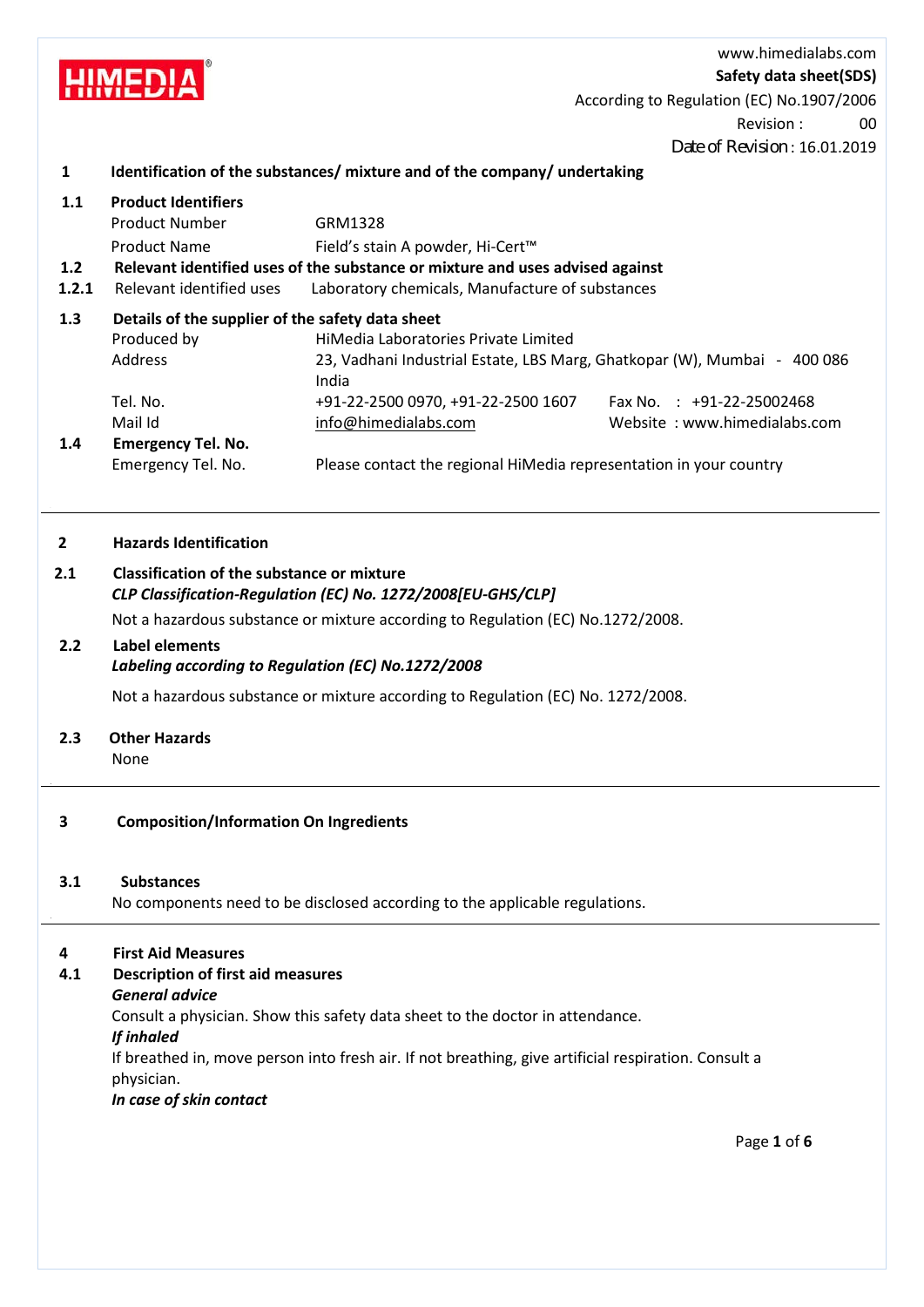HIMEDIA®

www.himedialabs.com

**Safety data sheet(SDS)**

According to Regulation (EC) No.1907/2006

Revision : 00

Date of Revision : 16.01.2019

## 1 Identification of the substances/ mixture and of the company/ undertaking

### 1.1 Product Identifiers

| | |
|---|---|
| Product Number | GRM1328 |
| Product Name | Field's stain A powder, Hi-Cert™ |

### 1.2 Relevant identified uses of the substance or mixture and uses advised against

**1.2.1** Relevant identified uses — Laboratory chemicals, Manufacture of substances

### 1.3 Details of the supplier of the safety data sheet

| | |
|---|---|
| Produced by | HiMedia Laboratories Private Limited |
| Address | 23, Vadhani Industrial Estate, LBS Marg, Ghatkopar (W), Mumbai - 400 086 India |
| Tel. No. | +91-22-2500 0970, +91-22-2500 1607 |
| Fax No. | +91-22-25002468 |
| Mail Id | info@himedialabs.com |
| Website | www.himedialabs.com |

### 1.4 Emergency Tel. No.

Emergency Tel. No. — Please contact the regional HiMedia representation in your country

## 2 Hazards Identification

### 2.1 Classification of the substance or mixture

***CLP Classification-Regulation (EC) No. 1272/2008[EU-GHS/CLP]***

Not a hazardous substance or mixture according to Regulation (EC) No.1272/2008.

### 2.2 Label elements

***Labeling according to Regulation (EC) No.1272/2008***

Not a hazardous substance or mixture according to Regulation (EC) No. 1272/2008.

### 2.3 Other Hazards

None

## 3 Composition/Information On Ingredients

### 3.1 Substances

No components need to be disclosed according to the applicable regulations.

## 4 First Aid Measures

### 4.1 Description of first aid measures

***General advice***

Consult a physician. Show this safety data sheet to the doctor in attendance.

***If inhaled***

If breathed in, move person into fresh air. If not breathing, give artificial respiration. Consult a physician.

***In case of skin contact***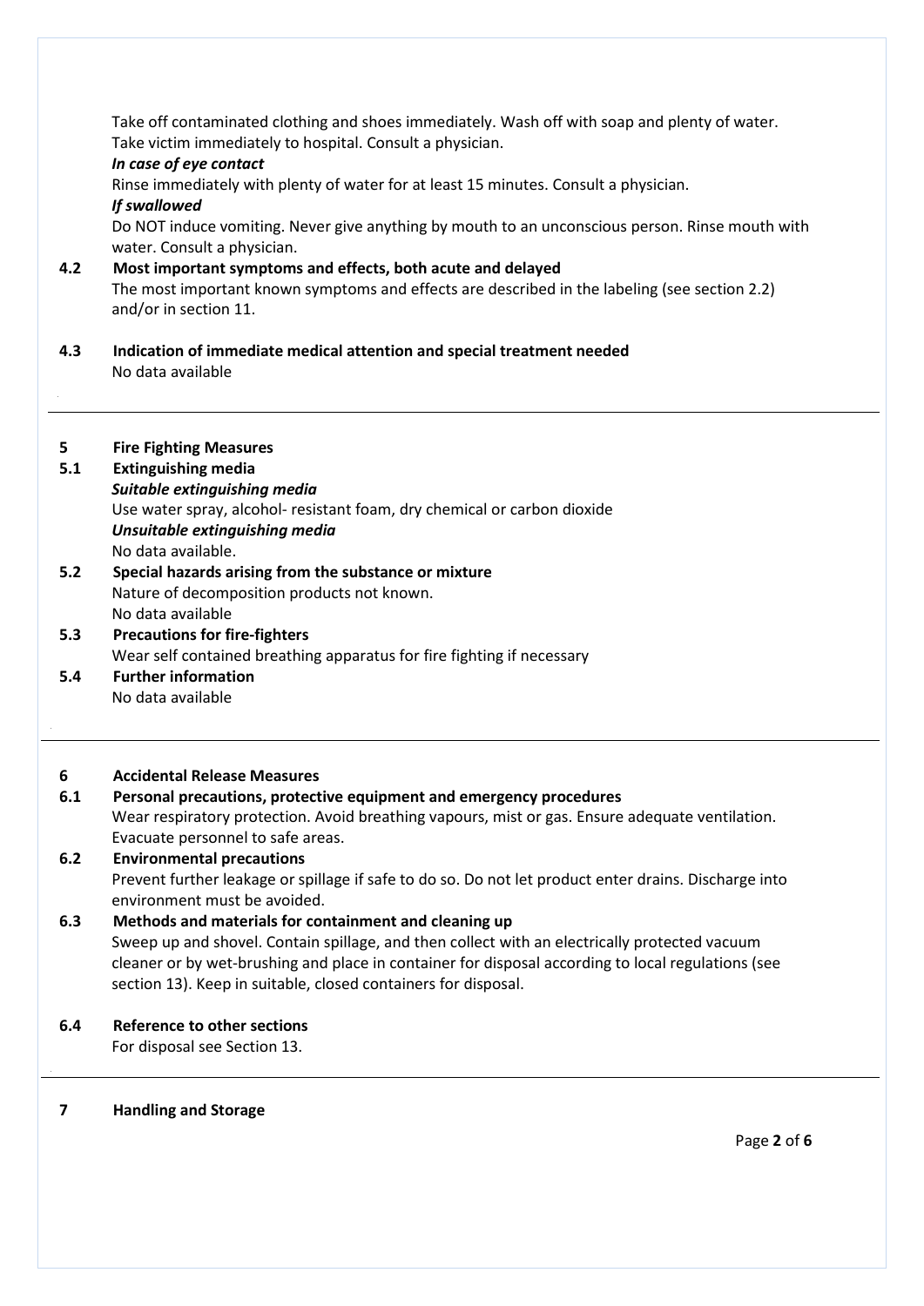Take off contaminated clothing and shoes immediately. Wash off with soap and plenty of water. Take victim immediately to hospital. Consult a physician.

***In case of eye contact***

Rinse immediately with plenty of water for at least 15 minutes. Consult a physician.

***If swallowed***

Do NOT induce vomiting. Never give anything by mouth to an unconscious person. Rinse mouth with water. Consult a physician.

**4.2 Most important symptoms and effects, both acute and delayed**

The most important known symptoms and effects are described in the labeling (see section 2.2) and/or in section 11.

**4.3 Indication of immediate medical attention and special treatment needed**

No data available

---

## 5 Fire Fighting Measures

**5.1 Extinguishing media**

***Suitable extinguishing media***

Use water spray, alcohol- resistant foam, dry chemical or carbon dioxide

***Unsuitable extinguishing media***

No data available.

**5.2 Special hazards arising from the substance or mixture**

Nature of decomposition products not known.
No data available

**5.3 Precautions for fire-fighters**

Wear self contained breathing apparatus for fire fighting if necessary

**5.4 Further information**

No data available

---

## 6 Accidental Release Measures

**6.1 Personal precautions, protective equipment and emergency procedures**

Wear respiratory protection. Avoid breathing vapours, mist or gas. Ensure adequate ventilation. Evacuate personnel to safe areas.

**6.2 Environmental precautions**

Prevent further leakage or spillage if safe to do so. Do not let product enter drains. Discharge into environment must be avoided.

**6.3 Methods and materials for containment and cleaning up**

Sweep up and shovel. Contain spillage, and then collect with an electrically protected vacuum cleaner or by wet-brushing and place in container for disposal according to local regulations (see section 13). Keep in suitable, closed containers for disposal.

**6.4 Reference to other sections**

For disposal see Section 13.

---

## 7 Handling and Storage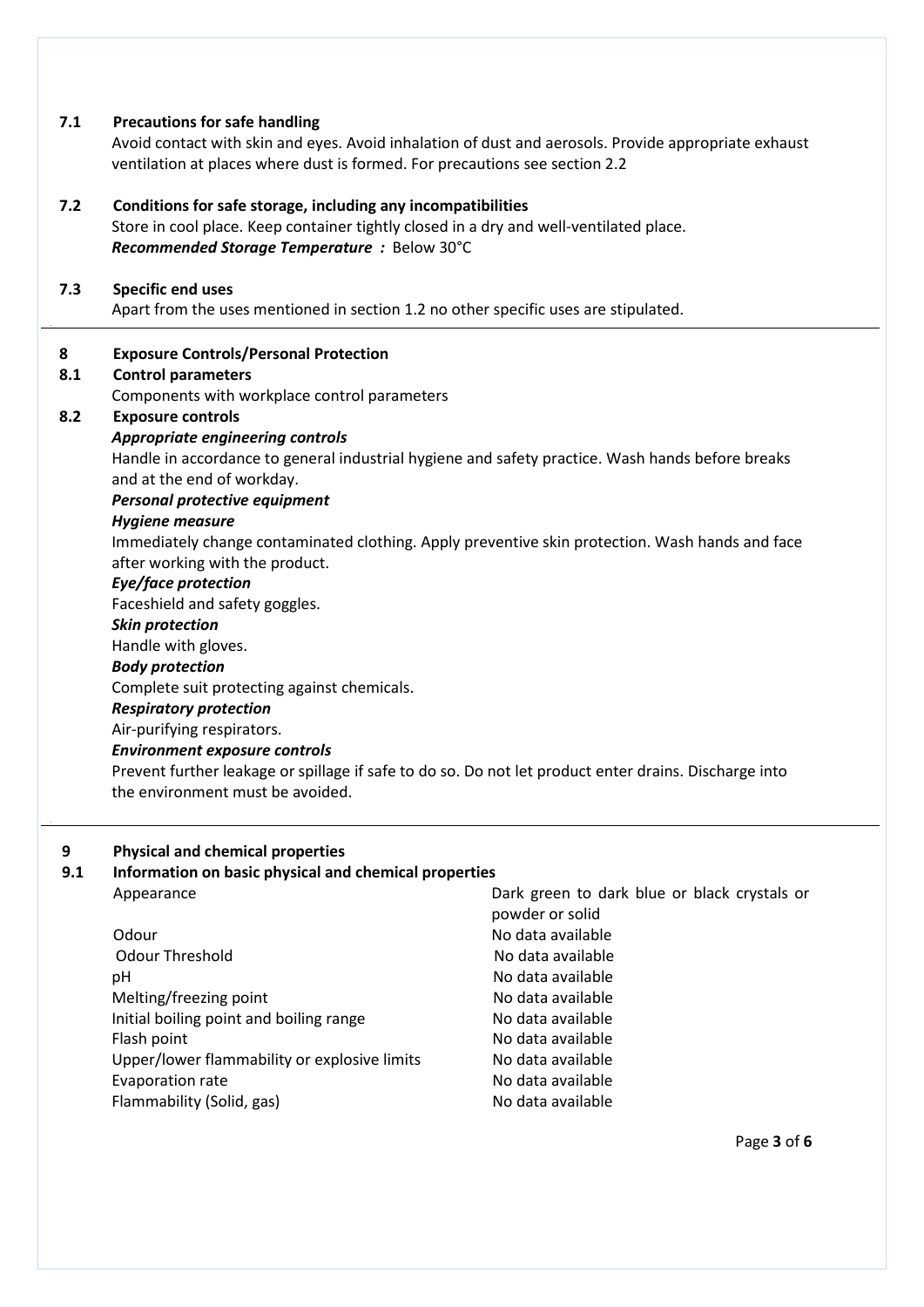### 7.1 Precautions for safe handling

Avoid contact with skin and eyes. Avoid inhalation of dust and aerosols. Provide appropriate exhaust ventilation at places where dust is formed. For precautions see section 2.2

### 7.2 Conditions for safe storage, including any incompatibilities

Store in cool place. Keep container tightly closed in a dry and well-ventilated place.

***Recommended Storage Temperature :*** Below 30°C

### 7.3 Specific end uses

Apart from the uses mentioned in section 1.2 no other specific uses are stipulated.

## 8 Exposure Controls/Personal Protection

### 8.1 Control parameters

Components with workplace control parameters

### 8.2 Exposure controls

***Appropriate engineering controls***

Handle in accordance to general industrial hygiene and safety practice. Wash hands before breaks and at the end of workday.

***Personal protective equipment***

***Hygiene measure***

Immediately change contaminated clothing. Apply preventive skin protection. Wash hands and face after working with the product.

***Eye/face protection***

Faceshield and safety goggles.

***Skin protection***

Handle with gloves.

***Body protection***

Complete suit protecting against chemicals.

***Respiratory protection***

Air-purifying respirators.

***Environment exposure controls***

Prevent further leakage or spillage if safe to do so. Do not let product enter drains. Discharge into the environment must be avoided.

## 9 Physical and chemical properties

### 9.1 Information on basic physical and chemical properties

| Property | Value |
|---|---|
| Appearance | Dark green to dark blue or black crystals or powder or solid |
| Odour | No data available |
| Odour Threshold | No data available |
| pH | No data available |
| Melting/freezing point | No data available |
| Initial boiling point and boiling range | No data available |
| Flash point | No data available |
| Upper/lower flammability or explosive limits | No data available |
| Evaporation rate | No data available |
| Flammability (Solid, gas) | No data available |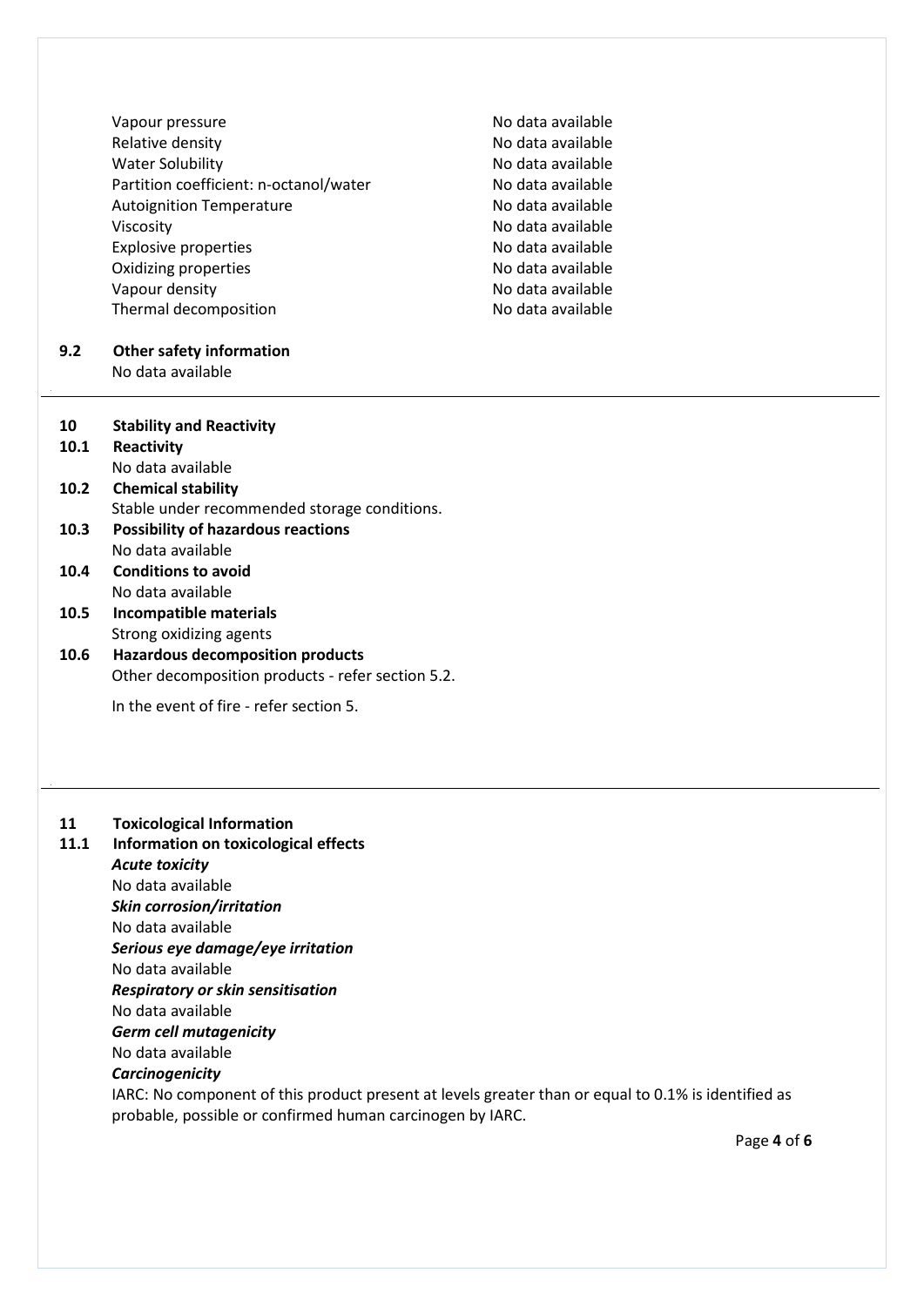| | |
|---|---|
| Vapour pressure | No data available |
| Relative density | No data available |
| Water Solubility | No data available |
| Partition coefficient: n-octanol/water | No data available |
| Autoignition Temperature | No data available |
| Viscosity | No data available |
| Explosive properties | No data available |
| Oxidizing properties | No data available |
| Vapour density | No data available |
| Thermal decomposition | No data available |

### 9.2 Other safety information

No data available

## 10 Stability and Reactivity

### 10.1 Reactivity

No data available

### 10.2 Chemical stability

Stable under recommended storage conditions.

### 10.3 Possibility of hazardous reactions

No data available

### 10.4 Conditions to avoid

No data available

### 10.5 Incompatible materials

Strong oxidizing agents

### 10.6 Hazardous decomposition products

Other decomposition products - refer section 5.2.

In the event of fire - refer section 5.

## 11 Toxicological Information

### 11.1 Information on toxicological effects

***Acute toxicity***

No data available

***Skin corrosion/irritation***

No data available

***Serious eye damage/eye irritation***

No data available

***Respiratory or skin sensitisation***

No data available

***Germ cell mutagenicity***

No data available

***Carcinogenicity***

IARC: No component of this product present at levels greater than or equal to 0.1% is identified as probable, possible or confirmed human carcinogen by IARC.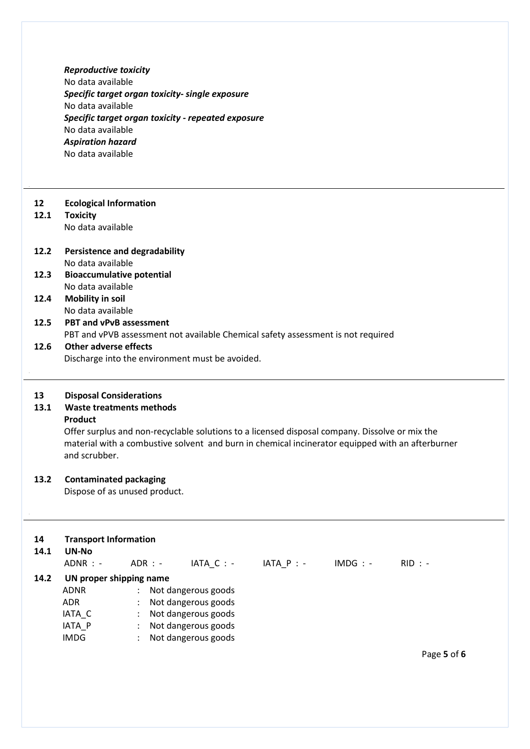***Reproductive toxicity***

No data available

***Specific target organ toxicity- single exposure***

No data available

***Specific target organ toxicity - repeated exposure***

No data available

***Aspiration hazard***

No data available

---

## 12 Ecological Information

### 12.1 Toxicity

No data available

### 12.2 Persistence and degradability

No data available

### 12.3 Bioaccumulative potential

No data available

### 12.4 Mobility in soil

No data available

### 12.5 PBT and vPvB assessment

PBT and vPVB assessment not available Chemical safety assessment is not required

### 12.6 Other adverse effects

Discharge into the environment must be avoided.

---

## 13 Disposal Considerations

### 13.1 Waste treatments methods

**Product**

Offer surplus and non-recyclable solutions to a licensed disposal company. Dissolve or mix the material with a combustive solvent and burn in chemical incinerator equipped with an afterburner and scrubber.

### 13.2 Contaminated packaging

Dispose of as unused product.

---

## 14 Transport Information

### 14.1 UN-No

ADNR : - ADR : - IATA_C : - IATA_P : - IMDG : - RID : -

### 14.2 UN proper shipping name

| | | |
|---|---|---|
| ADNR | : | Not dangerous goods |
| ADR | : | Not dangerous goods |
| IATA_C | : | Not dangerous goods |
| IATA_P | : | Not dangerous goods |
| IMDG | : | Not dangerous goods |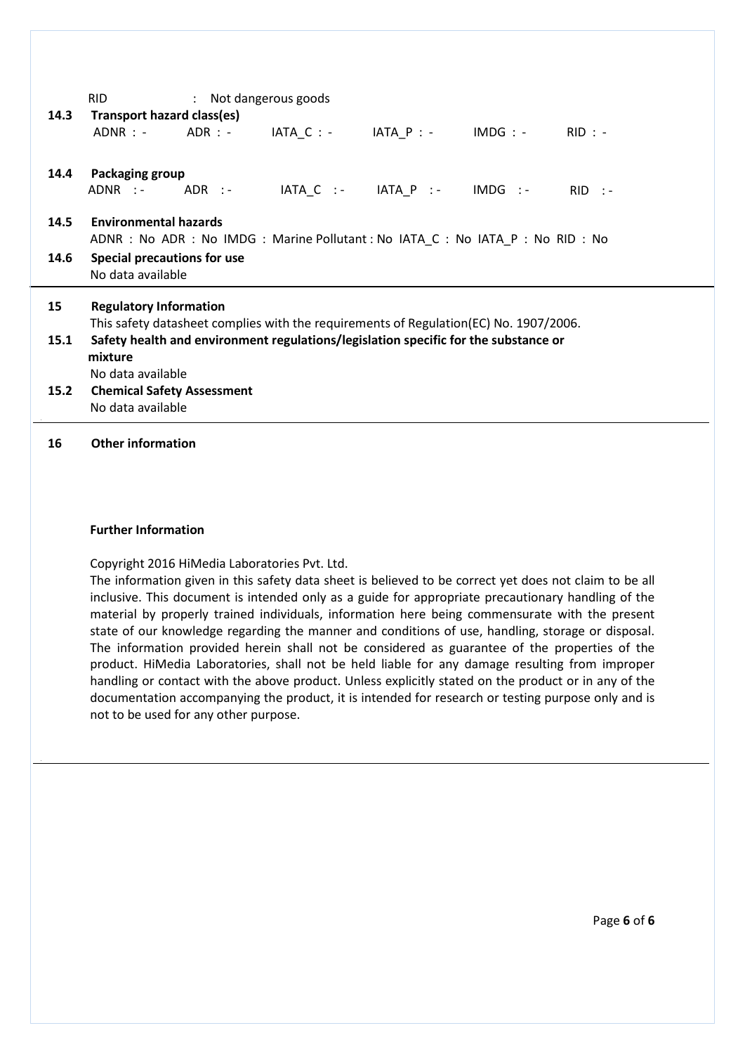RID : Not dangerous goods

**14.3 Transport hazard class(es)**

ADNR : - ADR : - IATA_C : - IATA_P : - IMDG : - RID : -

**14.4 Packaging group**

ADNR : - ADR : - IATA_C : - IATA_P : - IMDG : - RID : -

**14.5 Environmental hazards**

ADNR : No ADR : No IMDG : Marine Pollutant : No IATA_C : No IATA_P : No RID : No

**14.6 Special precautions for use**

No data available

## 15 Regulatory Information

This safety datasheet complies with the requirements of Regulation(EC) No. 1907/2006.

**15.1 Safety health and environment regulations/legislation specific for the substance or mixture**

No data available

**15.2 Chemical Safety Assessment**

No data available

## 16 Other information

**Further Information**

Copyright 2016 HiMedia Laboratories Pvt. Ltd.

The information given in this safety data sheet is believed to be correct yet does not claim to be all inclusive. This document is intended only as a guide for appropriate precautionary handling of the material by properly trained individuals, information here being commensurate with the present state of our knowledge regarding the manner and conditions of use, handling, storage or disposal. The information provided herein shall not be considered as guarantee of the properties of the product. HiMedia Laboratories, shall not be held liable for any damage resulting from improper handling or contact with the above product. Unless explicitly stated on the product or in any of the documentation accompanying the product, it is intended for research or testing purpose only and is not to be used for any other purpose.